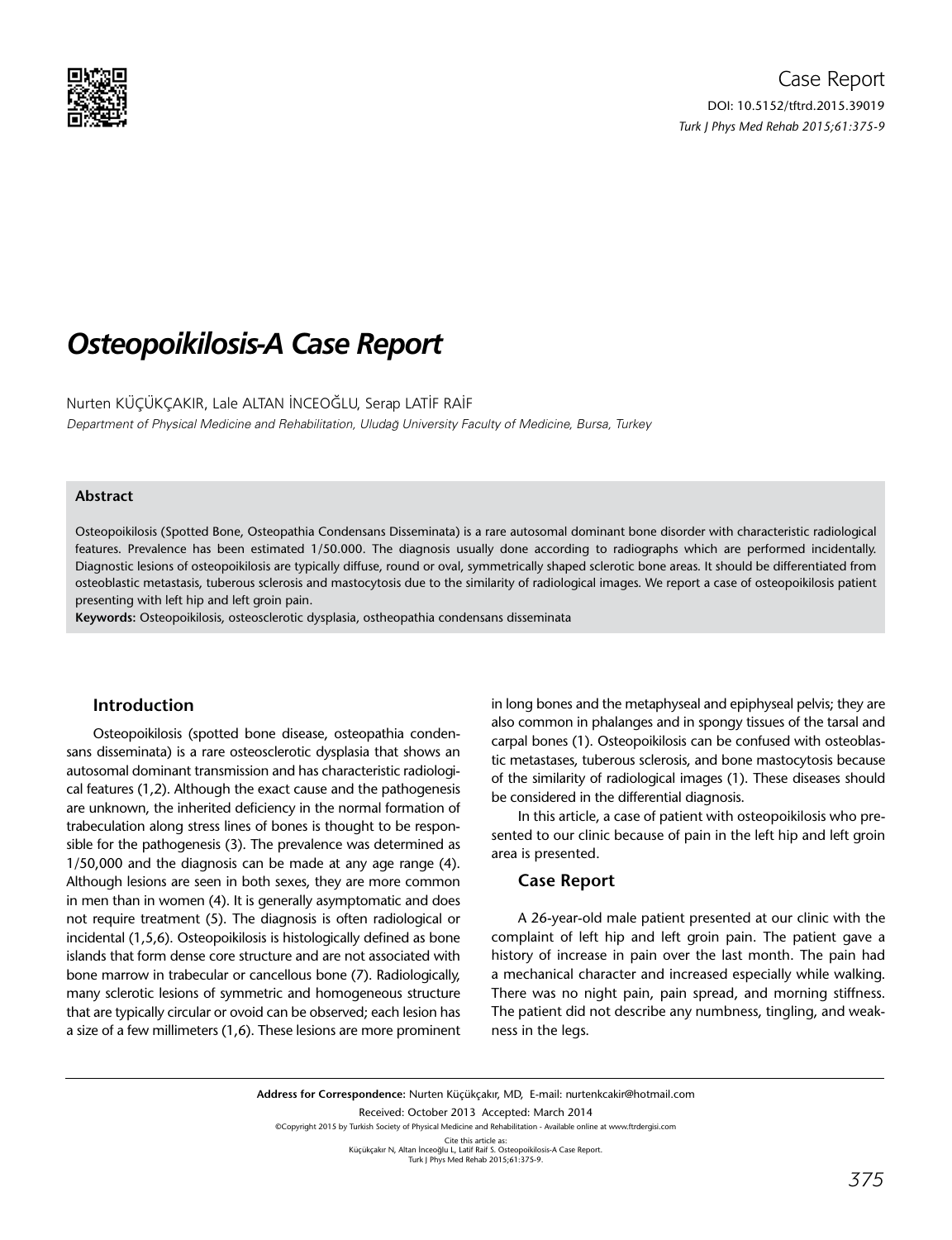Case Report

DOI: 10.5152/tftrd.2015.39019

# Osteopoikilosis-A Case Report

Nurten KÜÇÜKÇAKIR, Lale ALTAN İNCEOĞLU, Serap LATİF RAİF

*Department of Physical Medicine and Rehabilitation, Uludağ University Faculty of Medicine, Bursa, Turkey*

### Abstract

Osteopoikilosis (Spotted Bone, Osteopathia Condensans Disseminata) is a rare autosomal dominant bone disorder with characteristic radiological features. Prevalence has been estimated 1/50.000. The diagnosis usually done according to radiographs which are performed incidentally. Diagnostic lesions of osteopoikilosis are typically diffuse, round or oval, symmetrically shaped sclerotic bone areas. It should be differentiated from osteoblastic metastasis, tuberous sclerosis and mastocytosis due to the similarity of radiological images. We report a case of osteopoikilosis patient presenting with left hip and left groin pain.

**Keywords:** Osteopoikilosis, osteosclerotic dysplasia, ostheopathia condensans disseminata

## Introduction

Osteopoikilosis (spotted bone disease, osteopathia condensans disseminata) is a rare osteosclerotic dysplasia that shows an autosomal dominant transmission and has characteristic radiological features (1,2). Although the exact cause and the pathogenesis are unknown, the inherited deficiency in the normal formation of trabeculation along stress lines of bones is thought to be responsible for the pathogenesis (3). The prevalence was determined as 1/50,000 and the diagnosis can be made at any age range (4). Although lesions are seen in both sexes, they are more common in men than in women (4). It is generally asymptomatic and does not require treatment (5). The diagnosis is often radiological or incidental (1,5,6). Osteopoikilosis is histologically defined as bone islands that form dense core structure and are not associated with bone marrow in trabecular or cancellous bone (7). Radiologically, many sclerotic lesions of symmetric and homogeneous structure that are typically circular or ovoid can be observed; each lesion has a size of a few millimeters (1,6). These lesions are more prominent in long bones and the metaphyseal and epiphyseal pelvis; they are also common in phalanges and in spongy tissues of the tarsal and carpal bones (1). Osteopoikilosis can be confused with osteoblastic metastases, tuberous sclerosis, and bone mastocytosis because of the similarity of radiological images (1). These diseases should be considered in the differential diagnosis.

In this article, a case of patient with osteopoikilosis who presented to our clinic because of pain in the left hip and left groin area is presented.

## Case Report

A 26-year-old male patient presented at our clinic with the complaint of left hip and left groin pain. The patient gave a history of increase in pain over the last month. The pain had a mechanical character and increased especially while walking. There was no night pain, pain spread, and morning stiffness. The patient did not describe any numbness, tingling, and weakness in the legs.

**Address for Correspondence:** Nurten Küçükçakır, MD, E-mail: nurtenkcakir@hotmail.com

Received: October 2013 Accepted: March 2014

©Copyright 2015 by Turkish Society of Physical Medicine and Rehabilitation - Available online at www.ftrdergisi.com

Cite this article as:
Küçükçakır N, Altan İnceoğlu L, Latif Raif S. Osteopoikilosis-A Case Report.
Turk J Phys Med Rehab 2015;61:375-9.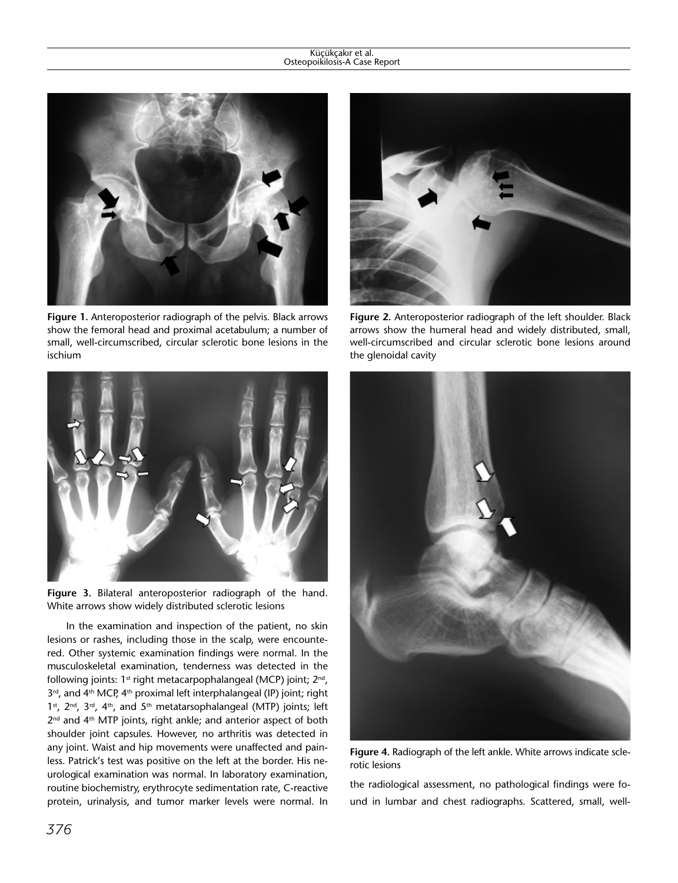**Figure 1.** Anteroposterior radiograph of the pelvis. Black arrows show the femoral head and proximal acetabulum; a number of small, well-circumscribed, circular sclerotic bone lesions in the ischium

**Figure 2.** Anteroposterior radiograph of the left shoulder. Black arrows show the humeral head and widely distributed, small, well-circumscribed and circular sclerotic bone lesions around the glenoidal cavity

**Figure 3.** Bilateral anteroposterior radiograph of the hand. White arrows show widely distributed sclerotic lesions

In the examination and inspection of the patient, no skin lesions or rashes, including those in the scalp, were encountered. Other systemic examination findings were normal. In the musculoskeletal examination, tenderness was detected in the following joints: 1st right metacarpophalangeal (MCP) joint; 2nd, 3rd, and 4th MCP, 4th proximal left interphalangeal (IP) joint; right 1st, 2nd, 3rd, 4th, and 5th metatarsophalangeal (MTP) joints; left 2nd and 4th MTP joints, right ankle; and anterior aspect of both shoulder joint capsules. However, no arthritis was detected in any joint. Waist and hip movements were unaffected and painless. Patrick's test was positive on the left at the border. His neurological examination was normal. In laboratory examination, routine biochemistry, erythrocyte sedimentation rate, C-reactive protein, urinalysis, and tumor marker levels were normal. In the radiological assessment, no pathological findings were found in lumbar and chest radiographs. Scattered, small, well-

**Figure 4.** Radiograph of the left ankle. White arrows indicate sclerotic lesions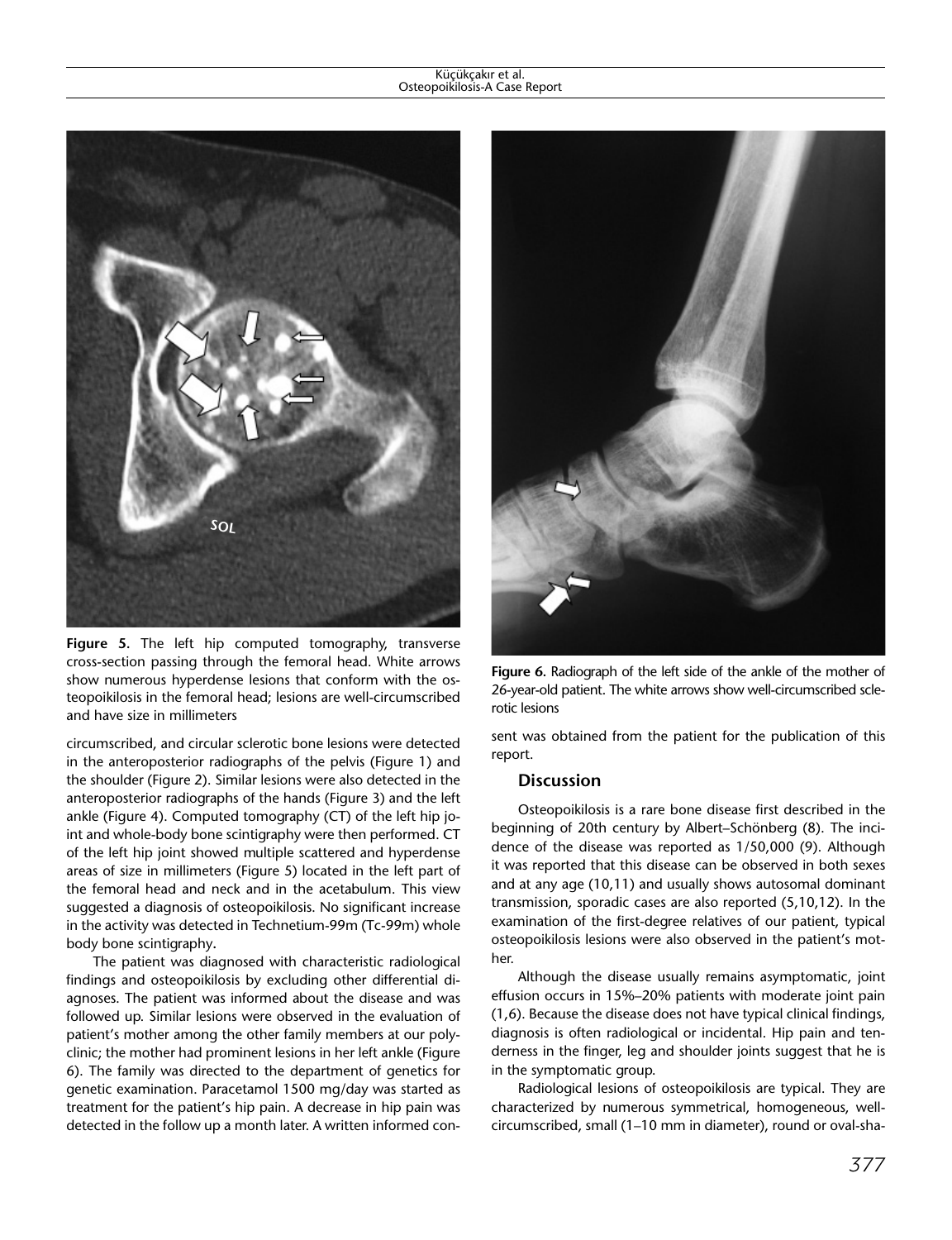Figure 5. The left hip computed tomography, transverse cross-section passing through the femoral head. White arrows show numerous hyperdense lesions that conform with the osteopoikilosis in the femoral head; lesions are well-circumscribed and have size in millimeters

circumscribed, and circular sclerotic bone lesions were detected in the anteroposterior radiographs of the pelvis (Figure 1) and the shoulder (Figure 2). Similar lesions were also detected in the anteroposterior radiographs of the hands (Figure 3) and the left ankle (Figure 4). Computed tomography (CT) of the left hip joint and whole-body bone scintigraphy were then performed. CT of the left hip joint showed multiple scattered and hyperdense areas of size in millimeters (Figure 5) located in the left part of the femoral head and neck and in the acetabulum. This view suggested a diagnosis of osteopoikilosis. No significant increase in the activity was detected in Technetium-99m (Tc-99m) whole body bone scintigraphy.

The patient was diagnosed with characteristic radiological findings and osteopoikilosis by excluding other differential diagnoses. The patient was informed about the disease and was followed up. Similar lesions were observed in the evaluation of patient's mother among the other family members at our polyclinic; the mother had prominent lesions in her left ankle (Figure 6). The family was directed to the department of genetics for genetic examination. Paracetamol 1500 mg/day was started as treatment for the patient's hip pain. A decrease in hip pain was detected in the follow up a month later. A written informed consent was obtained from the patient for the publication of this report.

Figure 6. Radiograph of the left side of the ankle of the mother of 26-year-old patient. The white arrows show well-circumscribed sclerotic lesions

## Discussion

Osteopoikilosis is a rare bone disease first described in the beginning of 20th century by Albert–Schönberg (8). The incidence of the disease was reported as 1/50,000 (9). Although it was reported that this disease can be observed in both sexes and at any age (10,11) and usually shows autosomal dominant transmission, sporadic cases are also reported (5,10,12). In the examination of the first-degree relatives of our patient, typical osteopoikilosis lesions were also observed in the patient's mother.

Although the disease usually remains asymptomatic, joint effusion occurs in 15%–20% patients with moderate joint pain (1,6). Because the disease does not have typical clinical findings, diagnosis is often radiological or incidental. Hip pain and tenderness in the finger, leg and shoulder joints suggest that he is in the symptomatic group.

Radiological lesions of osteopoikilosis are typical. They are characterized by numerous symmetrical, homogeneous, well-circumscribed, small (1–10 mm in diameter), round or oval-sha-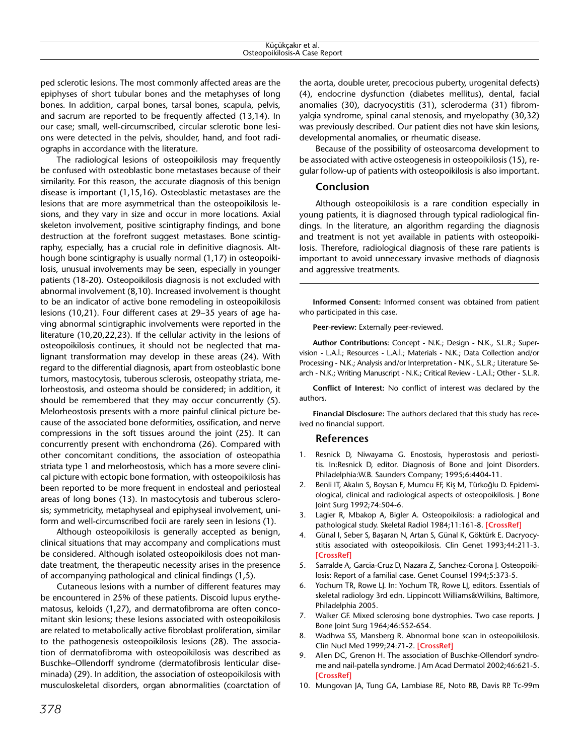ped sclerotic lesions. The most commonly affected areas are the epiphyses of short tubular bones and the metaphyses of long bones. In addition, carpal bones, tarsal bones, scapula, pelvis, and sacrum are reported to be frequently affected (13,14). In our case; small, well-circumscribed, circular sclerotic bone lesions were detected in the pelvis, shoulder, hand, and foot radiographs in accordance with the literature.

The radiological lesions of osteopoikilosis may frequently be confused with osteoblastic bone metastases because of their similarity. For this reason, the accurate diagnosis of this benign disease is important (1,15,16). Osteoblastic metastases are the lesions that are more asymmetrical than the osteopoikilosis lesions, and they vary in size and occur in more locations. Axial skeleton involvement, positive scintigraphy findings, and bone destruction at the forefront suggest metastases. Bone scintigraphy, especially, has a crucial role in definitive diagnosis. Although bone scintigraphy is usually normal (1,17) in osteopoikilosis, unusual involvements may be seen, especially in younger patients (18-20). Osteopoikilosis diagnosis is not excluded with abnormal involvement (8,10). Increased involvement is thought to be an indicator of active bone remodeling in osteopoikilosis lesions (10,21). Four different cases at 29–35 years of age having abnormal scintigraphic involvements were reported in the literature (10,20,22,23). If the cellular activity in the lesions of osteopoikilosis continues, it should not be neglected that malignant transformation may develop in these areas (24). With regard to the differential diagnosis, apart from osteoblastic bone tumors, mastocytosis, tuberous sclerosis, osteopathy striata, melorheostosis, and osteoma should be considered; in addition, it should be remembered that they may occur concurrently (5). Melorheostosis presents with a more painful clinical picture because of the associated bone deformities, ossification, and nerve compressions in the soft tissues around the joint (25). It can concurrently present with enchondroma (26). Compared with other concomitant conditions, the association of osteopathia striata type 1 and melorheostosis, which has a more severe clinical picture with ectopic bone formation, with osteopoikilosis has been reported to be more frequent in endosteal and periosteal areas of long bones (13). In mastocytosis and tuberous sclerosis; symmetricity, metaphyseal and epiphyseal involvement, uniform and well-circumscribed foci are rarely seen in lesions (1).

Although osteopoikilosis is generally accepted as benign, clinical situations that may accompany and complications must be considered. Although isolated osteopoikilosis does not mandate treatment, the therapeutic necessity arises in the presence of accompanying pathological and clinical findings (1,5).

Cutaneous lesions with a number of different features may be encountered in 25% of these patients. Discoid lupus erythematosus, keloids (1,27), and dermatofibroma are often concomitant skin lesions; these lesions associated with osteopoikilosis are related to metabolically active fibroblast proliferation, similar to the pathogenesis osteopoikilosis lesions (28). The association of dermatofibroma with osteopoikilosis was described as Buschke–Ollendorff syndrome (dermatofibrosis lenticular diseminada) (29). In addition, the association of osteopoikilosis with musculoskeletal disorders, organ abnormalities (coarctation of the aorta, double ureter, precocious puberty, urogenital defects) (4), endocrine dysfunction (diabetes mellitus), dental, facial anomalies (30), dacryocystitis (31), scleroderma (31) fibromyalgia syndrome, spinal canal stenosis, and myelopathy (30,32) was previously described. Our patient dies not have skin lesions, developmental anomalies, or rheumatic disease.

Because of the possibility of osteosarcoma development to be associated with active osteogenesis in osteopoikilosis (15), regular follow-up of patients with osteopoikilosis is also important.

## Conclusion

Although osteopoikilosis is a rare condition especially in young patients, it is diagnosed through typical radiological findings. In the literature, an algorithm regarding the diagnosis and treatment is not yet available in patients with osteopoikilosis. Therefore, radiological diagnosis of these rare patients is important to avoid unnecessary invasive methods of diagnosis and aggressive treatments.

---

**Informed Consent:** Informed consent was obtained from patient who participated in this case.

**Peer-review:** Externally peer-reviewed.

**Author Contributions:** Concept - N.K.; Design - N.K., S.L.R.; Supervision - L.A.İ.; Resources - L.A.İ.; Materials - N.K.; Data Collection and/or Processing - N.K.; Analysis and/or Interpretation - N.K., S.L.R.; Literature Search - N.K.; Writing Manuscript - N.K.; Critical Review - L.A.İ.; Other - S.L.R.

**Conflict of Interest:** No conflict of interest was declared by the authors.

**Financial Disclosure:** The authors declared that this study has received no financial support.

## References

1. Resnick D, Niwayama G. Enostosis, hyperostosis and periostitis. In:Resnick D, editor. Diagnosis of Bone and Joint Disorders. Philadelphia:W.B. Saunders Company; 1995;6:4404-11.
2. Benli IT, Akalın S, Boysan E, Mumcu EF, Kiş M, Türkoğlu D. Epidemiological, clinical and radiological aspects of osteopoikilosis. J Bone Joint Surg 1992;74:504-6.
3. Lagier R, Mbakop A, Bigler A. Osteopoikilosis: a radiological and pathological study. Skeletal Radiol 1984;11:161-8. [CrossRef]
4. Günal I, Seber S, Başaran N, Artan S, Günal K, Göktürk E. Dacryocystitis associated with osteopoikilosis. Clin Genet 1993;44:211-3. [CrossRef]
5. Sarralde A, Garcia-Cruz D, Nazara Z, Sanchez-Corona J. Osteopoikilosis: Report of a familial case. Genet Counsel 1994;5:373-5.
6. Yochum TR, Rowe LJ. In: Yochum TR, Rowe LJ, editors. Essentials of skeletal radiology 3rd edn. Lippincott Williams&Wilkins, Baltimore, Philadelphia 2005.
7. Walker GF. Mixed sclerosing bone dystrophies. Two case reports. J Bone Joint Surg 1964;46:552-654.
8. Wadhwa SS, Mansberg R. Abnormal bone scan in osteopoikilosis. Clin Nucl Med 1999;24:71-2. [CrossRef]
9. Allen DC, Grenon H. The association of Buschke-Ollendorf syndrome and nail-patella syndrome. J Am Acad Dermatol 2002;46:621-5. [CrossRef]
10. Mungovan JA, Tung GA, Lambiase RE, Noto RB, Davis RP. Tc-99m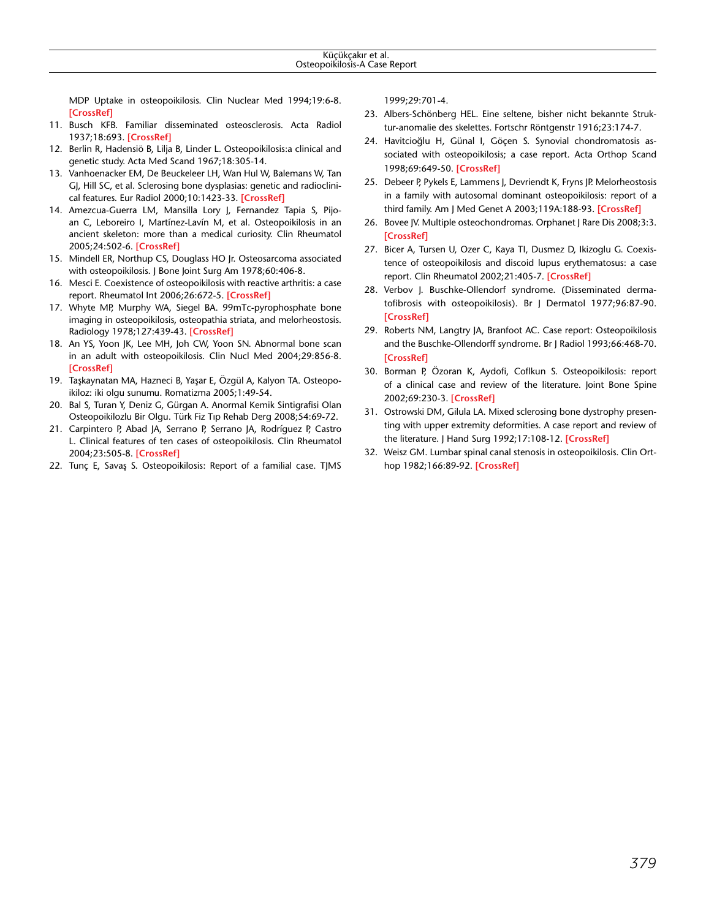MDP Uptake in osteopoikilosis. Clin Nuclear Med 1994;19:6-8. [CrossRef]

11. Busch KFB. Familiar disseminated osteosclerosis. Acta Radiol 1937;18:693. [CrossRef]
12. Berlin R, Hadensiö B, Lilja B, Linder L. Osteopoikilosis:a clinical and genetic study. Acta Med Scand 1967;18:305-14.
13. Vanhoenacker EM, De Beuckeleer LH, Wan Hul W, Balemans W, Tan GJ, Hill SC, et al. Sclerosing bone dysplasias: genetic and radioclinical features. Eur Radiol 2000;10:1423-33. [CrossRef]
14. Amezcua-Guerra LM, Mansilla Lory J, Fernandez Tapia S, Pijoan C, Leboreiro I, Martínez-Lavín M, et al. Osteopoikilosis in an ancient skeleton: more than a medical curiosity. Clin Rheumatol 2005;24:502-6. [CrossRef]
15. Mindell ER, Northup CS, Douglass HO Jr. Osteosarcoma associated with osteopoikilosis. J Bone Joint Surg Am 1978;60:406-8.
16. Mesci E. Coexistence of osteopoikilosis with reactive arthritis: a case report. Rheumatol Int 2006;26:672-5. [CrossRef]
17. Whyte MP, Murphy WA, Siegel BA. 99mTc-pyrophosphate bone imaging in osteopoikilosis, osteopathia striata, and melorheostosis. Radiology 1978;127:439-43. [CrossRef]
18. An YS, Yoon JK, Lee MH, Joh CW, Yoon SN. Abnormal bone scan in an adult with osteopoikilosis. Clin Nucl Med 2004;29:856-8. [CrossRef]
19. Taşkaynatan MA, Hazneci B, Yaşar E, Özgül A, Kalyon TA. Osteopoikiloz: iki olgu sunumu. Romatizma 2005;1:49-54.
20. Bal S, Turan Y, Deniz G, Gürgan A. Anormal Kemik Sintigrafisi Olan Osteopoikilozlu Bir Olgu. Türk Fiz Tıp Rehab Derg 2008;54:69-72.
21. Carpintero P, Abad JA, Serrano P, Serrano JA, Rodríguez P, Castro L. Clinical features of ten cases of osteopoikilosis. Clin Rheumatol 2004;23:505-8. [CrossRef]
22. Tunç E, Savaş S. Osteopoikilosis: Report of a familial case. TJMS 1999;29:701-4.
23. Albers-Schönberg HEL. Eine seltene, bisher nicht bekannte Struktur-anomalie des skelettes. Fortschr Röntgenstr 1916;23:174-7.
24. Havitcioğlu H, Günal I, Göçen S. Synovial chondromatosis associated with osteopoikilosis; a case report. Acta Orthop Scand 1998;69:649-50. [CrossRef]
25. Debeer P, Pykels E, Lammens J, Devriendt K, Fryns JP. Melorheostosis in a family with autosomal dominant osteopoikilosis: report of a third family. Am J Med Genet A 2003;119A:188-93. [CrossRef]
26. Bovee JV. Multiple osteochondromas. Orphanet J Rare Dis 2008;3:3. [CrossRef]
27. Bicer A, Tursen U, Ozer C, Kaya TI, Dusmez D, Ikizoglu G. Coexistence of osteopoikilosis and discoid lupus erythematosus: a case report. Clin Rheumatol 2002;21:405-7. [CrossRef]
28. Verbov J. Buschke-Ollendorf syndrome. (Disseminated dermatofibrosis with osteopoikilosis). Br J Dermatol 1977;96:87-90. [CrossRef]
29. Roberts NM, Langtry JA, Branfoot AC. Case report: Osteopoikilosis and the Buschke-Ollendorff syndrome. Br J Radiol 1993;66:468-70. [CrossRef]
30. Borman P, Özoran K, Aydofi, Coflkun S. Osteopoikilosis: report of a clinical case and review of the literature. Joint Bone Spine 2002;69:230-3. [CrossRef]
31. Ostrowski DM, Gilula LA. Mixed sclerosing bone dystrophy presenting with upper extremity deformities. A case report and review of the literature. J Hand Surg 1992;17:108-12. [CrossRef]
32. Weisz GM. Lumbar spinal canal stenosis in osteopoikilosis. Clin Orthop 1982;166:89-92. [CrossRef]